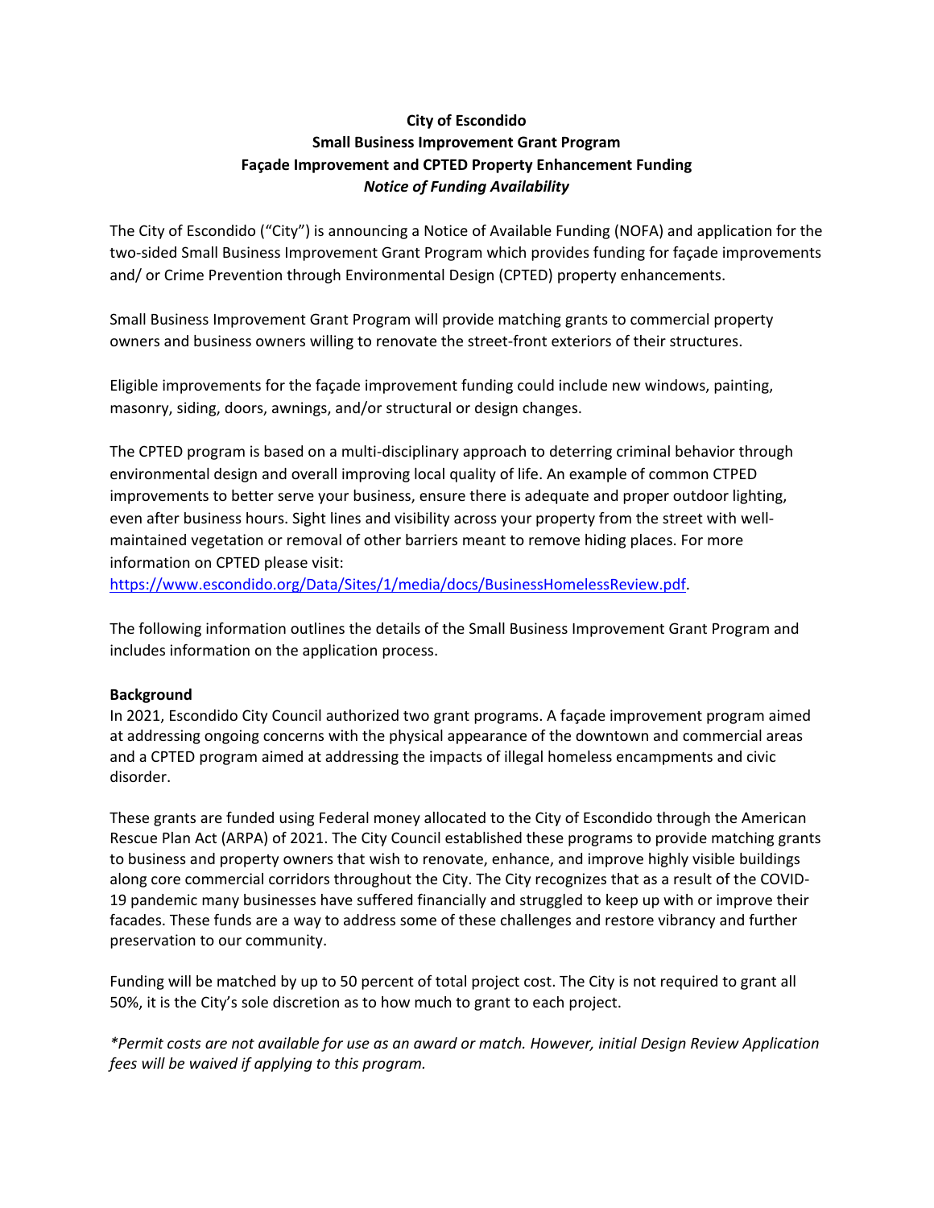# City of Escondido
## Small Business Improvement Grant Program
## Façade Improvement and CPTED Property Enhancement Funding
### *Notice of Funding Availability*

The City of Escondido ("City") is announcing a Notice of Available Funding (NOFA) and application for the two-sided Small Business Improvement Grant Program which provides funding for façade improvements and/ or Crime Prevention through Environmental Design (CPTED) property enhancements.

Small Business Improvement Grant Program will provide matching grants to commercial property owners and business owners willing to renovate the street-front exteriors of their structures.

Eligible improvements for the façade improvement funding could include new windows, painting, masonry, siding, doors, awnings, and/or structural or design changes.

The CPTED program is based on a multi-disciplinary approach to deterring criminal behavior through environmental design and overall improving local quality of life. An example of common CTPED improvements to better serve your business, ensure there is adequate and proper outdoor lighting, even after business hours. Sight lines and visibility across your property from the street with well-maintained vegetation or removal of other barriers meant to remove hiding places. For more information on CPTED please visit: [https://www.escondido.org/Data/Sites/1/media/docs/BusinessHomelessReview.pdf](https://www.escondido.org/Data/Sites/1/media/docs/BusinessHomelessReview.pdf).

The following information outlines the details of the Small Business Improvement Grant Program and includes information on the application process.

**Background**

In 2021, Escondido City Council authorized two grant programs. A façade improvement program aimed at addressing ongoing concerns with the physical appearance of the downtown and commercial areas and a CPTED program aimed at addressing the impacts of illegal homeless encampments and civic disorder.

These grants are funded using Federal money allocated to the City of Escondido through the American Rescue Plan Act (ARPA) of 2021. The City Council established these programs to provide matching grants to business and property owners that wish to renovate, enhance, and improve highly visible buildings along core commercial corridors throughout the City. The City recognizes that as a result of the COVID-19 pandemic many businesses have suffered financially and struggled to keep up with or improve their facades. These funds are a way to address some of these challenges and restore vibrancy and further preservation to our community.

Funding will be matched by up to 50 percent of total project cost. The City is not required to grant all 50%, it is the City's sole discretion as to how much to grant to each project.

*\*Permit costs are not available for use as an award or match. However, initial Design Review Application fees will be waived if applying to this program.*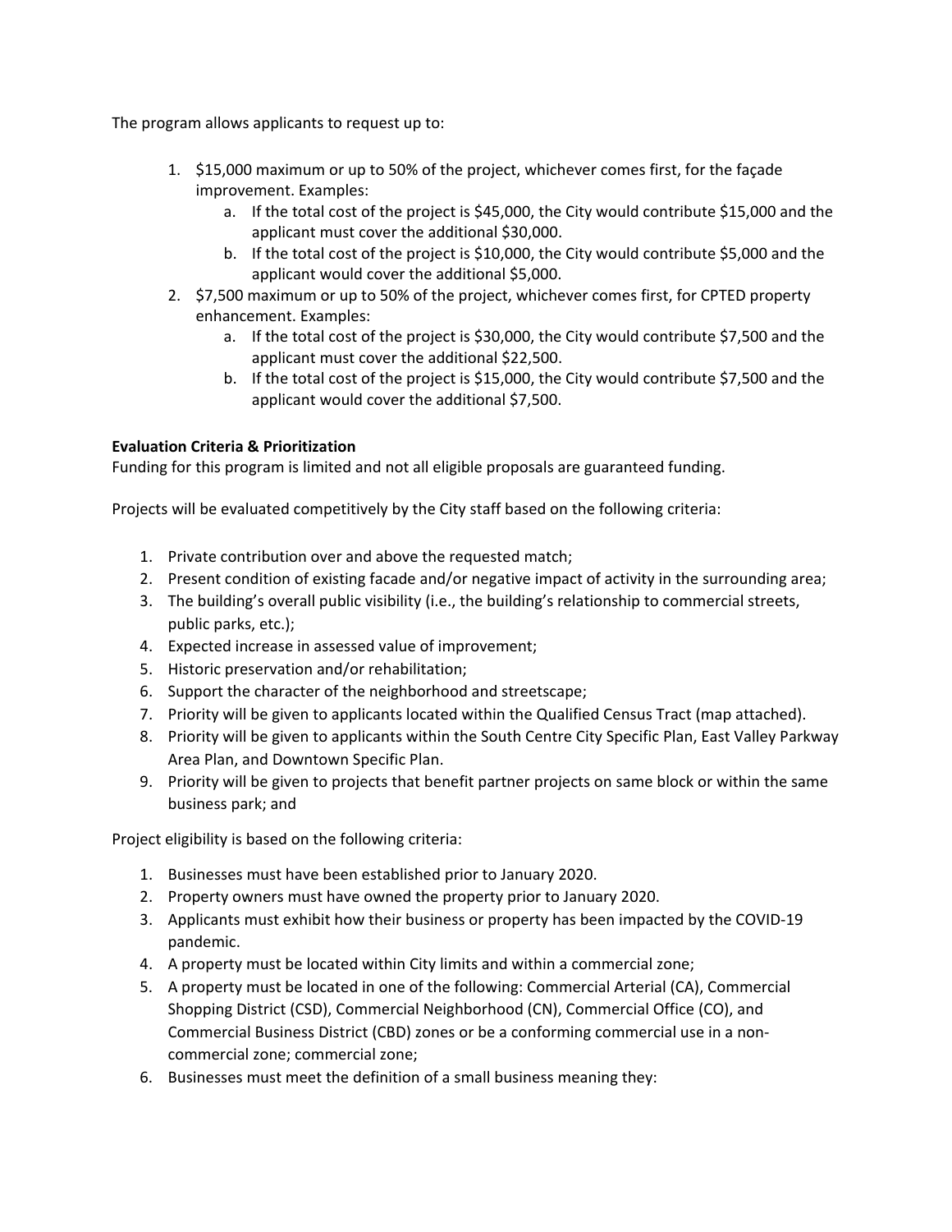The program allows applicants to request up to:

1. $15,000 maximum or up to 50% of the project, whichever comes first, for the façade improvement. Examples:
   a. If the total cost of the project is $45,000, the City would contribute $15,000 and the applicant must cover the additional $30,000.
   b. If the total cost of the project is $10,000, the City would contribute $5,000 and the applicant would cover the additional $5,000.
2. $7,500 maximum or up to 50% of the project, whichever comes first, for CPTED property enhancement. Examples:
   a. If the total cost of the project is $30,000, the City would contribute $7,500 and the applicant must cover the additional $22,500.
   b. If the total cost of the project is $15,000, the City would contribute $7,500 and the applicant would cover the additional $7,500.

**Evaluation Criteria & Prioritization**

Funding for this program is limited and not all eligible proposals are guaranteed funding.

Projects will be evaluated competitively by the City staff based on the following criteria:

1. Private contribution over and above the requested match;
2. Present condition of existing facade and/or negative impact of activity in the surrounding area;
3. The building's overall public visibility (i.e., the building's relationship to commercial streets, public parks, etc.);
4. Expected increase in assessed value of improvement;
5. Historic preservation and/or rehabilitation;
6. Support the character of the neighborhood and streetscape;
7. Priority will be given to applicants located within the Qualified Census Tract (map attached).
8. Priority will be given to applicants within the South Centre City Specific Plan, East Valley Parkway Area Plan, and Downtown Specific Plan.
9. Priority will be given to projects that benefit partner projects on same block or within the same business park; and

Project eligibility is based on the following criteria:

1. Businesses must have been established prior to January 2020.
2. Property owners must have owned the property prior to January 2020.
3. Applicants must exhibit how their business or property has been impacted by the COVID-19 pandemic.
4. A property must be located within City limits and within a commercial zone;
5. A property must be located in one of the following: Commercial Arterial (CA), Commercial Shopping District (CSD), Commercial Neighborhood (CN), Commercial Office (CO), and Commercial Business District (CBD) zones or be a conforming commercial use in a non-commercial zone; commercial zone;
6. Businesses must meet the definition of a small business meaning they: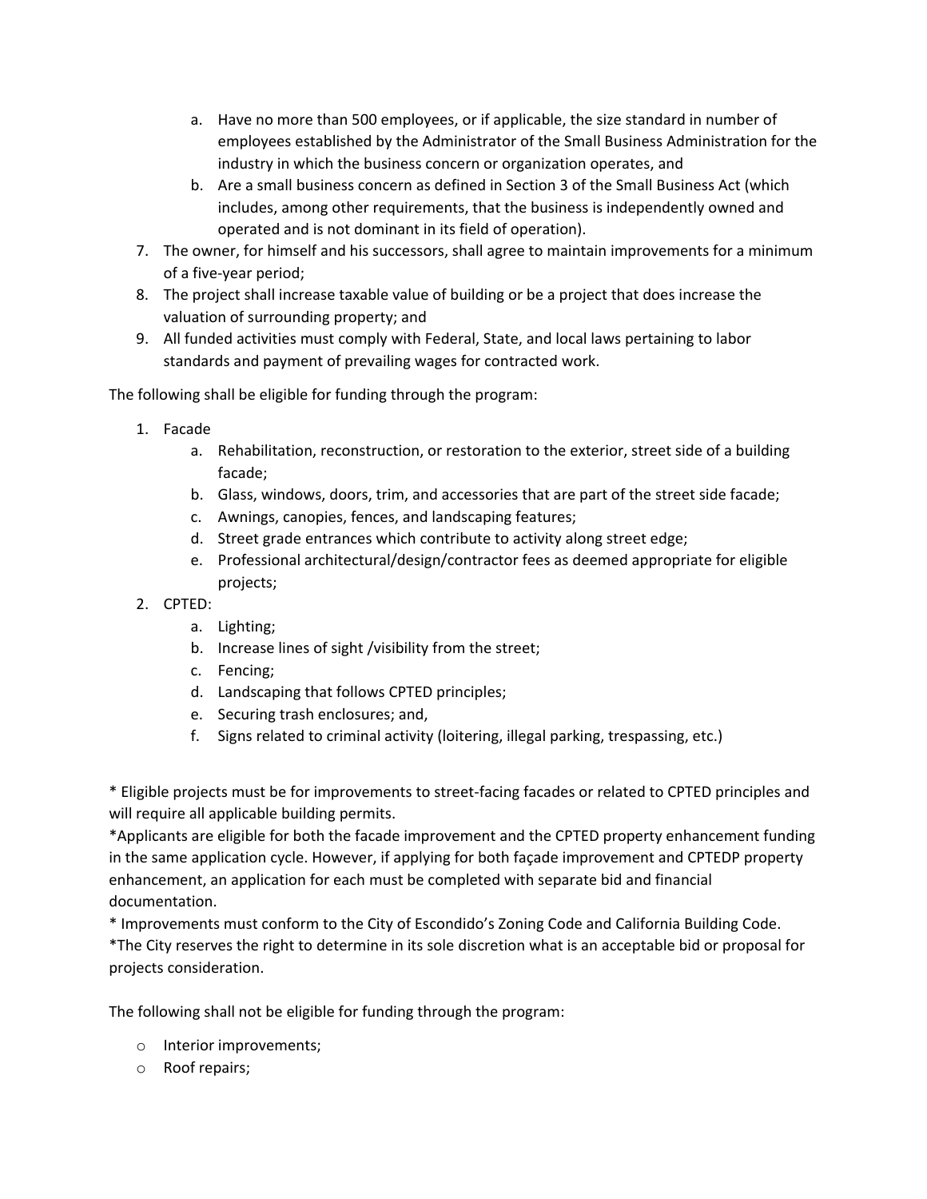a. Have no more than 500 employees, or if applicable, the size standard in number of employees established by the Administrator of the Small Business Administration for the industry in which the business concern or organization operates, and
   b. Are a small business concern as defined in Section 3 of the Small Business Act (which includes, among other requirements, that the business is independently owned and operated and is not dominant in its field of operation).
7. The owner, for himself and his successors, shall agree to maintain improvements for a minimum of a five-year period;
8. The project shall increase taxable value of building or be a project that does increase the valuation of surrounding property; and
9. All funded activities must comply with Federal, State, and local laws pertaining to labor standards and payment of prevailing wages for contracted work.

The following shall be eligible for funding through the program:

1. Facade
   a. Rehabilitation, reconstruction, or restoration to the exterior, street side of a building facade;
   b. Glass, windows, doors, trim, and accessories that are part of the street side facade;
   c. Awnings, canopies, fences, and landscaping features;
   d. Street grade entrances which contribute to activity along street edge;
   e. Professional architectural/design/contractor fees as deemed appropriate for eligible projects;
2. CPTED:
   a. Lighting;
   b. Increase lines of sight /visibility from the street;
   c. Fencing;
   d. Landscaping that follows CPTED principles;
   e. Securing trash enclosures; and,
   f. Signs related to criminal activity (loitering, illegal parking, trespassing, etc.)

* Eligible projects must be for improvements to street-facing facades or related to CPTED principles and will require all applicable building permits.
*Applicants are eligible for both the facade improvement and the CPTED property enhancement funding in the same application cycle. However, if applying for both façade improvement and CPTEDP property enhancement, an application for each must be completed with separate bid and financial documentation.
* Improvements must conform to the City of Escondido's Zoning Code and California Building Code.
*The City reserves the right to determine in its sole discretion what is an acceptable bid or proposal for projects consideration.

The following shall not be eligible for funding through the program:

- Interior improvements;
- Roof repairs;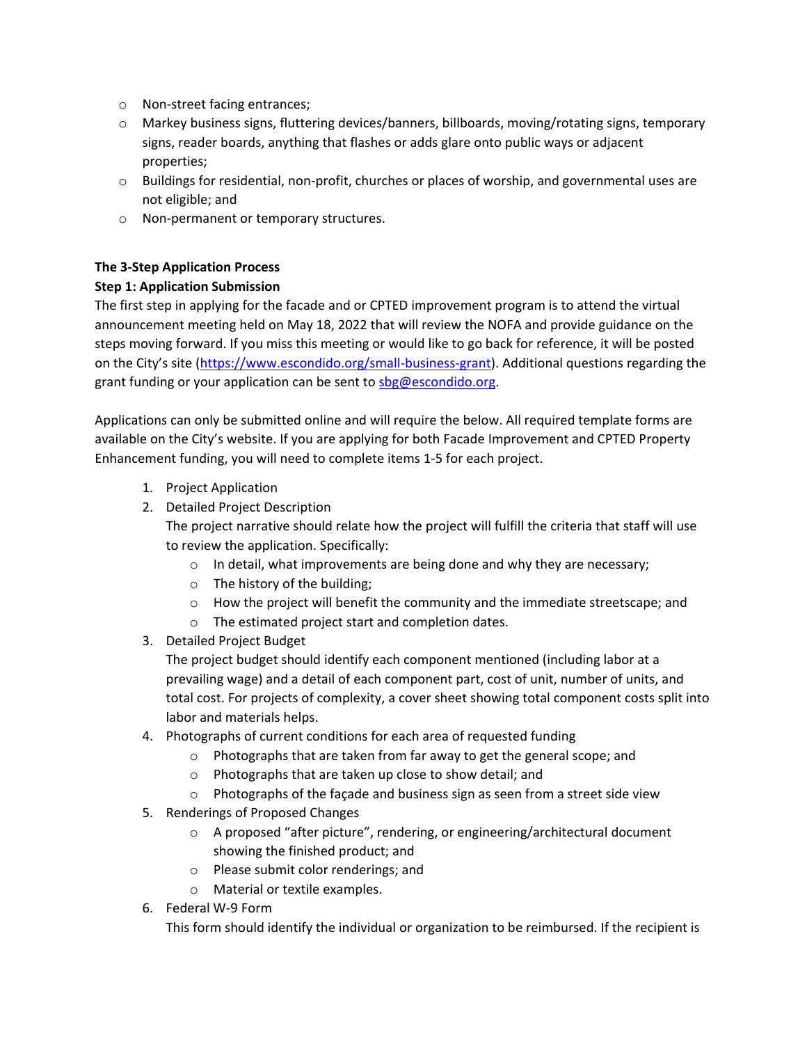- Non-street facing entrances;
- Markey business signs, fluttering devices/banners, billboards, moving/rotating signs, temporary signs, reader boards, anything that flashes or adds glare onto public ways or adjacent properties;
- Buildings for residential, non-profit, churches or places of worship, and governmental uses are not eligible; and
- Non-permanent or temporary structures.

**The 3-Step Application Process**

**Step 1: Application Submission**

The first step in applying for the facade and or CPTED improvement program is to attend the virtual announcement meeting held on May 18, 2022 that will review the NOFA and provide guidance on the steps moving forward. If you miss this meeting or would like to go back for reference, it will be posted on the City's site (https://www.escondido.org/small-business-grant). Additional questions regarding the grant funding or your application can be sent to sbg@escondido.org.

Applications can only be submitted online and will require the below. All required template forms are available on the City's website. If you are applying for both Facade Improvement and CPTED Property Enhancement funding, you will need to complete items 1-5 for each project.

1. Project Application
2. Detailed Project Description
   The project narrative should relate how the project will fulfill the criteria that staff will use to review the application. Specifically:
   - In detail, what improvements are being done and why they are necessary;
   - The history of the building;
   - How the project will benefit the community and the immediate streetscape; and
   - The estimated project start and completion dates.
3. Detailed Project Budget
   The project budget should identify each component mentioned (including labor at a prevailing wage) and a detail of each component part, cost of unit, number of units, and total cost. For projects of complexity, a cover sheet showing total component costs split into labor and materials helps.
4. Photographs of current conditions for each area of requested funding
   - Photographs that are taken from far away to get the general scope; and
   - Photographs that are taken up close to show detail; and
   - Photographs of the façade and business sign as seen from a street side view
5. Renderings of Proposed Changes
   - A proposed "after picture", rendering, or engineering/architectural document showing the finished product; and
   - Please submit color renderings; and
   - Material or textile examples.
6. Federal W-9 Form
   This form should identify the individual or organization to be reimbursed. If the recipient is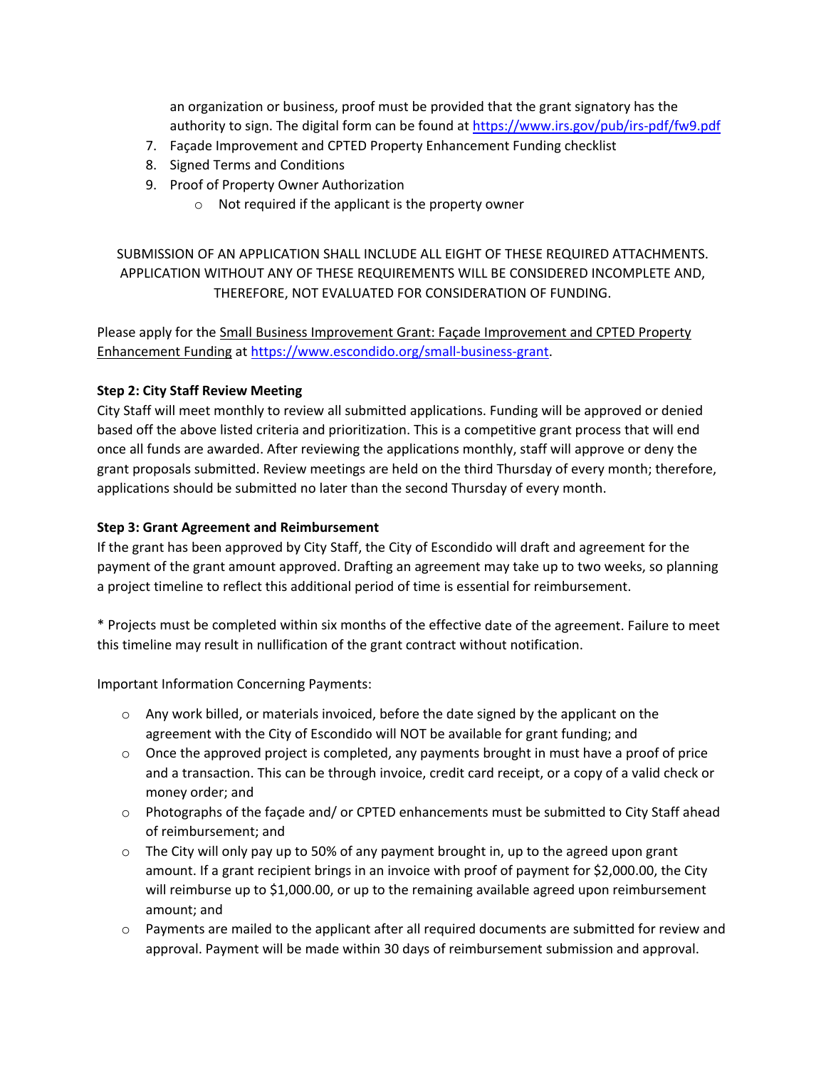an organization or business, proof must be provided that the grant signatory has the authority to sign. The digital form can be found at https://www.irs.gov/pub/irs-pdf/fw9.pdf

7. Façade Improvement and CPTED Property Enhancement Funding checklist
8. Signed Terms and Conditions
9. Proof of Property Owner Authorization
   - Not required if the applicant is the property owner

SUBMISSION OF AN APPLICATION SHALL INCLUDE ALL EIGHT OF THESE REQUIRED ATTACHMENTS. APPLICATION WITHOUT ANY OF THESE REQUIREMENTS WILL BE CONSIDERED INCOMPLETE AND, THEREFORE, NOT EVALUATED FOR CONSIDERATION OF FUNDING.

Please apply for the Small Business Improvement Grant: Façade Improvement and CPTED Property Enhancement Funding at https://www.escondido.org/small-business-grant.

**Step 2: City Staff Review Meeting**

City Staff will meet monthly to review all submitted applications. Funding will be approved or denied based off the above listed criteria and prioritization. This is a competitive grant process that will end once all funds are awarded. After reviewing the applications monthly, staff will approve or deny the grant proposals submitted. Review meetings are held on the third Thursday of every month; therefore, applications should be submitted no later than the second Thursday of every month.

**Step 3: Grant Agreement and Reimbursement**

If the grant has been approved by City Staff, the City of Escondido will draft and agreement for the payment of the grant amount approved. Drafting an agreement may take up to two weeks, so planning a project timeline to reflect this additional period of time is essential for reimbursement.

* Projects must be completed within six months of the effective date of the agreement. Failure to meet this timeline may result in nullification of the grant contract without notification.

Important Information Concerning Payments:

- Any work billed, or materials invoiced, before the date signed by the applicant on the agreement with the City of Escondido will NOT be available for grant funding; and
- Once the approved project is completed, any payments brought in must have a proof of price and a transaction. This can be through invoice, credit card receipt, or a copy of a valid check or money order; and
- Photographs of the façade and/ or CPTED enhancements must be submitted to City Staff ahead of reimbursement; and
- The City will only pay up to 50% of any payment brought in, up to the agreed upon grant amount. If a grant recipient brings in an invoice with proof of payment for $2,000.00, the City will reimburse up to $1,000.00, or up to the remaining available agreed upon reimbursement amount; and
- Payments are mailed to the applicant after all required documents are submitted for review and approval. Payment will be made within 30 days of reimbursement submission and approval.